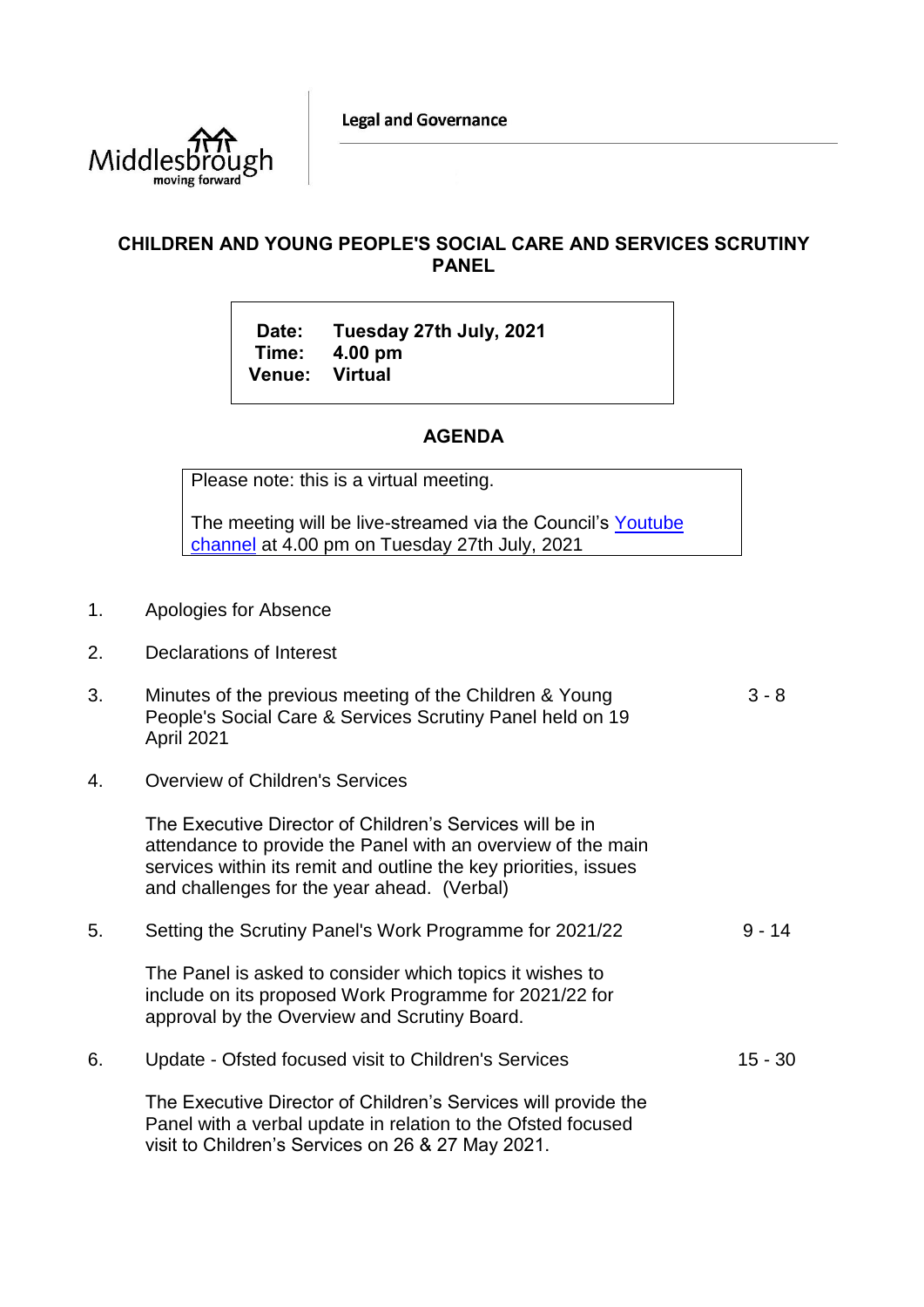Middlesbrough
moving forward

Legal and Governance

# CHILDREN AND YOUNG PEOPLE'S SOCIAL CARE AND SERVICES SCRUTINY PANEL

**Date:** Tuesday 27th July, 2021
**Time:** 4.00 pm
**Venue:** Virtual

## AGENDA

Please note: this is a virtual meeting.

The meeting will be live-streamed via the Council's [Youtube channel] at 4.00 pm on Tuesday 27th July, 2021

1. Apologies for Absence

2. Declarations of Interest

3. Minutes of the previous meeting of the Children & Young People's Social Care & Services Scrutiny Panel held on 19 April 2021 — 3 - 8

4. Overview of Children's Services

   The Executive Director of Children's Services will be in attendance to provide the Panel with an overview of the main services within its remit and outline the key priorities, issues and challenges for the year ahead. (Verbal)

5. Setting the Scrutiny Panel's Work Programme for 2021/22 — 9 - 14

   The Panel is asked to consider which topics it wishes to include on its proposed Work Programme for 2021/22 for approval by the Overview and Scrutiny Board.

6. Update - Ofsted focused visit to Children's Services — 15 - 30

   The Executive Director of Children's Services will provide the Panel with a verbal update in relation to the Ofsted focused visit to Children's Services on 26 & 27 May 2021.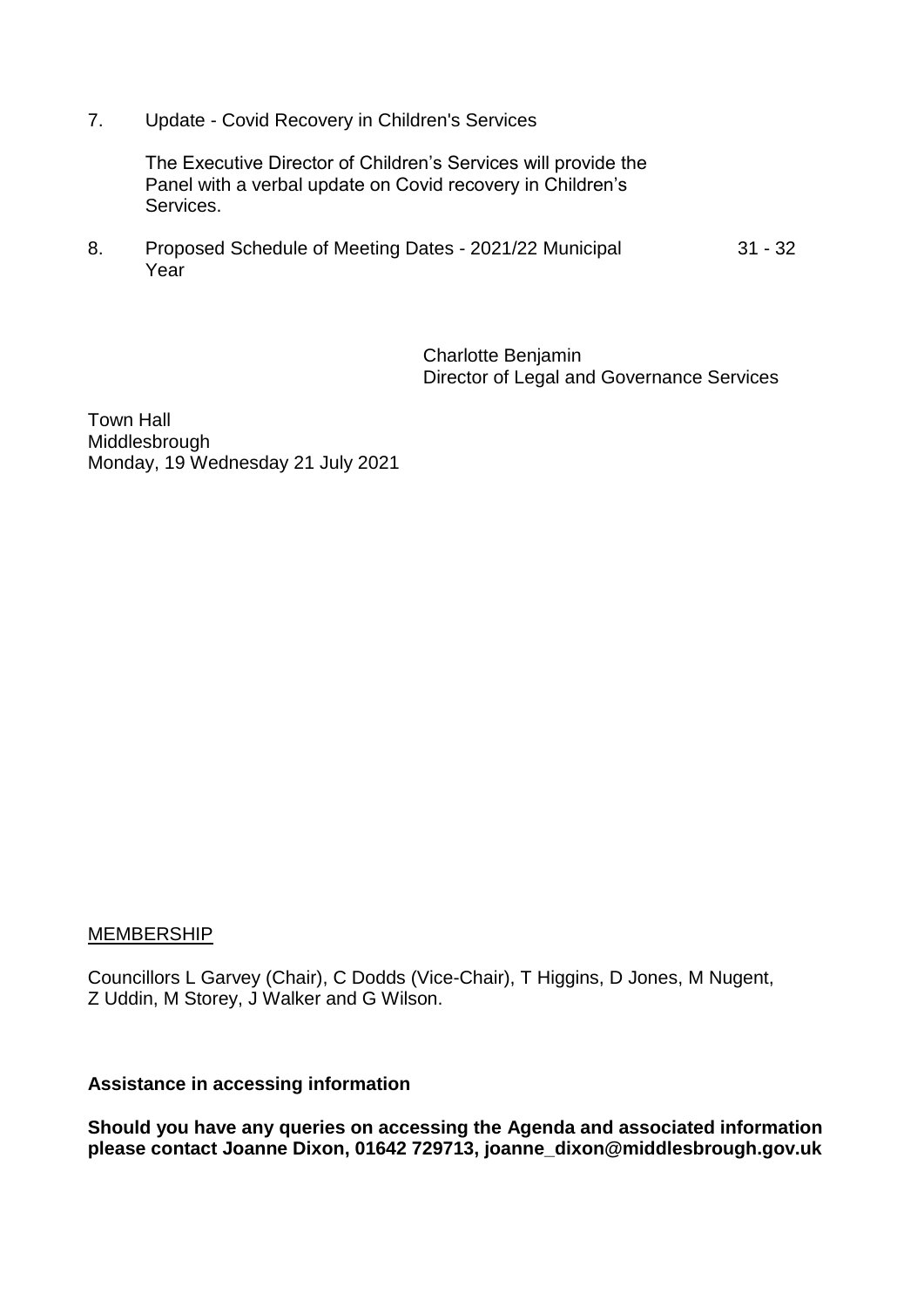7. Update - Covid Recovery in Children's Services

   The Executive Director of Children's Services will provide the Panel with a verbal update on Covid recovery in Children's Services.

8. Proposed Schedule of Meeting Dates - 2021/22 Municipal Year — 31 - 32

Charlotte Benjamin
Director of Legal and Governance Services

Town Hall
Middlesbrough
Monday, 19 Wednesday 21 July 2021

<u>MEMBERSHIP</u>

Councillors L Garvey (Chair), C Dodds (Vice-Chair), T Higgins, D Jones, M Nugent, Z Uddin, M Storey, J Walker and G Wilson.

**Assistance in accessing information**

**Should you have any queries on accessing the Agenda and associated information please contact Joanne Dixon, 01642 729713, joanne_dixon@middlesbrough.gov.uk**